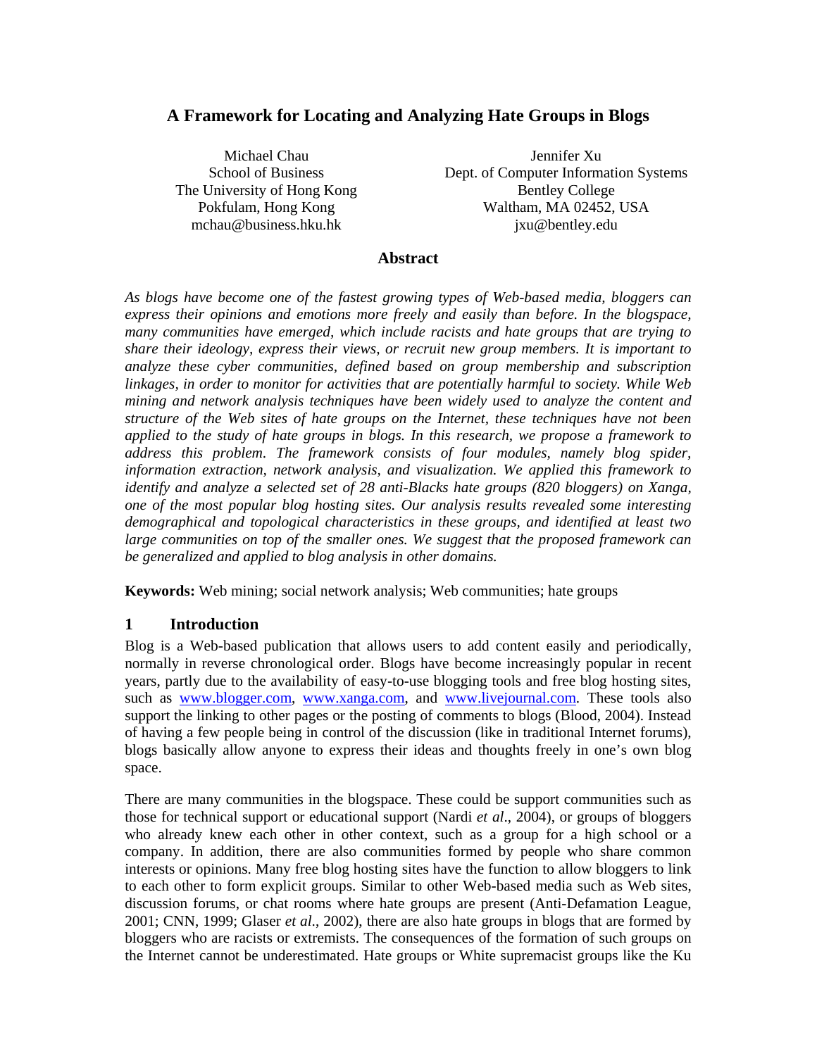# A Framework for Locating and Analyzing Hate Groups in Blogs

Michael Chau
School of Business
The University of Hong Kong
Pokfulam, Hong Kong
mchau@business.hku.hk

Jennifer Xu
Dept. of Computer Information Systems
Bentley College
Waltham, MA 02452, USA
jxu@bentley.edu

## Abstract

*As blogs have become one of the fastest growing types of Web-based media, bloggers can express their opinions and emotions more freely and easily than before. In the blogspace, many communities have emerged, which include racists and hate groups that are trying to share their ideology, express their views, or recruit new group members. It is important to analyze these cyber communities, defined based on group membership and subscription linkages, in order to monitor for activities that are potentially harmful to society. While Web mining and network analysis techniques have been widely used to analyze the content and structure of the Web sites of hate groups on the Internet, these techniques have not been applied to the study of hate groups in blogs. In this research, we propose a framework to address this problem. The framework consists of four modules, namely blog spider, information extraction, network analysis, and visualization. We applied this framework to identify and analyze a selected set of 28 anti-Blacks hate groups (820 bloggers) on Xanga, one of the most popular blog hosting sites. Our analysis results revealed some interesting demographical and topological characteristics in these groups, and identified at least two large communities on top of the smaller ones. We suggest that the proposed framework can be generalized and applied to blog analysis in other domains.*

**Keywords:** Web mining; social network analysis; Web communities; hate groups

## 1 Introduction

Blog is a Web-based publication that allows users to add content easily and periodically, normally in reverse chronological order. Blogs have become increasingly popular in recent years, partly due to the availability of easy-to-use blogging tools and free blog hosting sites, such as www.blogger.com, www.xanga.com, and www.livejournal.com. These tools also support the linking to other pages or the posting of comments to blogs (Blood, 2004). Instead of having a few people being in control of the discussion (like in traditional Internet forums), blogs basically allow anyone to express their ideas and thoughts freely in one's own blog space.

There are many communities in the blogspace. These could be support communities such as those for technical support or educational support (Nardi *et al*., 2004), or groups of bloggers who already knew each other in other context, such as a group for a high school or a company. In addition, there are also communities formed by people who share common interests or opinions. Many free blog hosting sites have the function to allow bloggers to link to each other to form explicit groups. Similar to other Web-based media such as Web sites, discussion forums, or chat rooms where hate groups are present (Anti-Defamation League, 2001; CNN, 1999; Glaser *et al*., 2002), there are also hate groups in blogs that are formed by bloggers who are racists or extremists. The consequences of the formation of such groups on the Internet cannot be underestimated. Hate groups or White supremacist groups like the Ku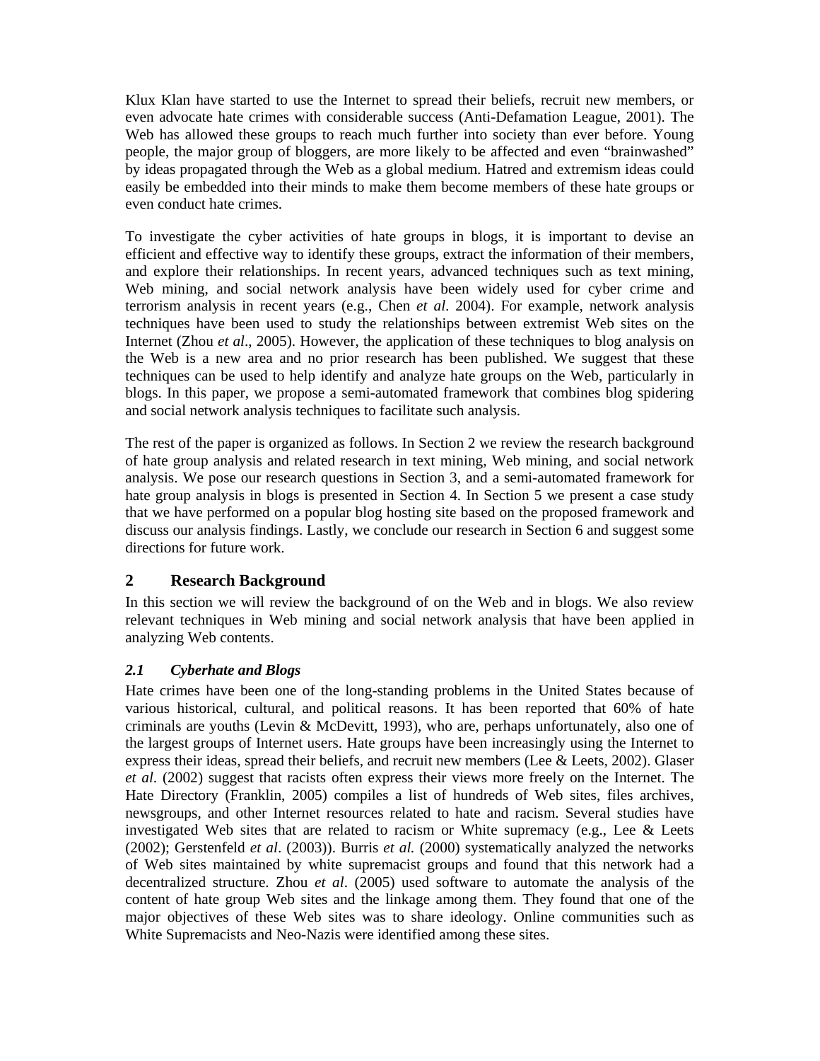Klux Klan have started to use the Internet to spread their beliefs, recruit new members, or even advocate hate crimes with considerable success (Anti-Defamation League, 2001). The Web has allowed these groups to reach much further into society than ever before. Young people, the major group of bloggers, are more likely to be affected and even "brainwashed" by ideas propagated through the Web as a global medium. Hatred and extremism ideas could easily be embedded into their minds to make them become members of these hate groups or even conduct hate crimes.

To investigate the cyber activities of hate groups in blogs, it is important to devise an efficient and effective way to identify these groups, extract the information of their members, and explore their relationships. In recent years, advanced techniques such as text mining, Web mining, and social network analysis have been widely used for cyber crime and terrorism analysis in recent years (e.g., Chen *et al*. 2004). For example, network analysis techniques have been used to study the relationships between extremist Web sites on the Internet (Zhou *et al*., 2005). However, the application of these techniques to blog analysis on the Web is a new area and no prior research has been published. We suggest that these techniques can be used to help identify and analyze hate groups on the Web, particularly in blogs. In this paper, we propose a semi-automated framework that combines blog spidering and social network analysis techniques to facilitate such analysis.

The rest of the paper is organized as follows. In Section 2 we review the research background of hate group analysis and related research in text mining, Web mining, and social network analysis. We pose our research questions in Section 3, and a semi-automated framework for hate group analysis in blogs is presented in Section 4. In Section 5 we present a case study that we have performed on a popular blog hosting site based on the proposed framework and discuss our analysis findings. Lastly, we conclude our research in Section 6 and suggest some directions for future work.

## 2 Research Background

In this section we will review the background of on the Web and in blogs. We also review relevant techniques in Web mining and social network analysis that have been applied in analyzing Web contents.

### *2.1 Cyberhate and Blogs*

Hate crimes have been one of the long-standing problems in the United States because of various historical, cultural, and political reasons. It has been reported that 60% of hate criminals are youths (Levin & McDevitt, 1993), who are, perhaps unfortunately, also one of the largest groups of Internet users. Hate groups have been increasingly using the Internet to express their ideas, spread their beliefs, and recruit new members (Lee & Leets, 2002). Glaser *et al*. (2002) suggest that racists often express their views more freely on the Internet. The Hate Directory (Franklin, 2005) compiles a list of hundreds of Web sites, files archives, newsgroups, and other Internet resources related to hate and racism. Several studies have investigated Web sites that are related to racism or White supremacy (e.g., Lee & Leets (2002); Gerstenfeld *et al*. (2003)). Burris *et al.* (2000) systematically analyzed the networks of Web sites maintained by white supremacist groups and found that this network had a decentralized structure. Zhou *et al*. (2005) used software to automate the analysis of the content of hate group Web sites and the linkage among them. They found that one of the major objectives of these Web sites was to share ideology. Online communities such as White Supremacists and Neo-Nazis were identified among these sites.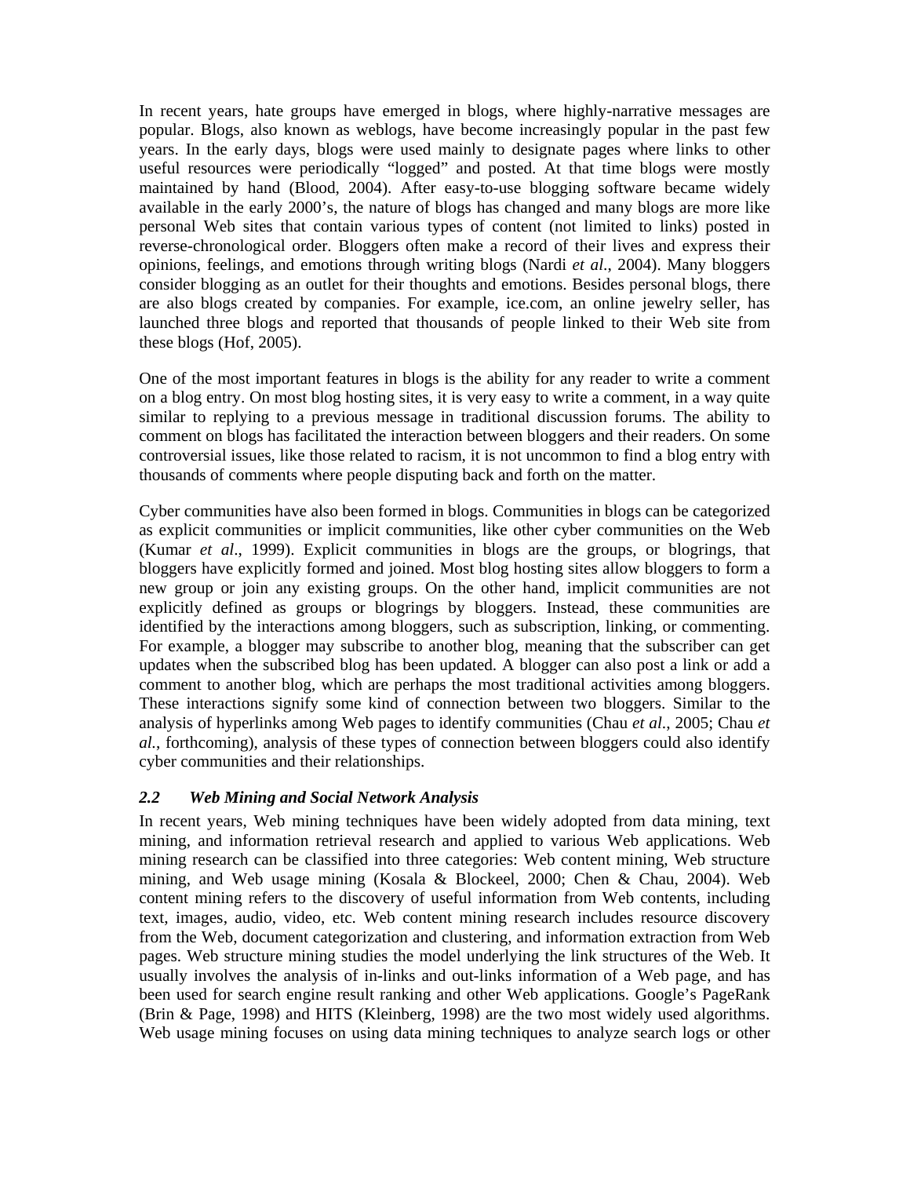In recent years, hate groups have emerged in blogs, where highly-narrative messages are popular. Blogs, also known as weblogs, have become increasingly popular in the past few years. In the early days, blogs were used mainly to designate pages where links to other useful resources were periodically "logged" and posted. At that time blogs were mostly maintained by hand (Blood, 2004). After easy-to-use blogging software became widely available in the early 2000's, the nature of blogs has changed and many blogs are more like personal Web sites that contain various types of content (not limited to links) posted in reverse-chronological order. Bloggers often make a record of their lives and express their opinions, feelings, and emotions through writing blogs (Nardi *et al*., 2004). Many bloggers consider blogging as an outlet for their thoughts and emotions. Besides personal blogs, there are also blogs created by companies. For example, ice.com, an online jewelry seller, has launched three blogs and reported that thousands of people linked to their Web site from these blogs (Hof, 2005).

One of the most important features in blogs is the ability for any reader to write a comment on a blog entry. On most blog hosting sites, it is very easy to write a comment, in a way quite similar to replying to a previous message in traditional discussion forums. The ability to comment on blogs has facilitated the interaction between bloggers and their readers. On some controversial issues, like those related to racism, it is not uncommon to find a blog entry with thousands of comments where people disputing back and forth on the matter.

Cyber communities have also been formed in blogs. Communities in blogs can be categorized as explicit communities or implicit communities, like other cyber communities on the Web (Kumar *et al*., 1999). Explicit communities in blogs are the groups, or blogrings, that bloggers have explicitly formed and joined. Most blog hosting sites allow bloggers to form a new group or join any existing groups. On the other hand, implicit communities are not explicitly defined as groups or blogrings by bloggers. Instead, these communities are identified by the interactions among bloggers, such as subscription, linking, or commenting. For example, a blogger may subscribe to another blog, meaning that the subscriber can get updates when the subscribed blog has been updated. A blogger can also post a link or add a comment to another blog, which are perhaps the most traditional activities among bloggers. These interactions signify some kind of connection between two bloggers. Similar to the analysis of hyperlinks among Web pages to identify communities (Chau *et al*., 2005; Chau *et al.*, forthcoming), analysis of these types of connection between bloggers could also identify cyber communities and their relationships.

### *2.2 Web Mining and Social Network Analysis*

In recent years, Web mining techniques have been widely adopted from data mining, text mining, and information retrieval research and applied to various Web applications. Web mining research can be classified into three categories: Web content mining, Web structure mining, and Web usage mining (Kosala & Blockeel, 2000; Chen & Chau, 2004). Web content mining refers to the discovery of useful information from Web contents, including text, images, audio, video, etc. Web content mining research includes resource discovery from the Web, document categorization and clustering, and information extraction from Web pages. Web structure mining studies the model underlying the link structures of the Web. It usually involves the analysis of in-links and out-links information of a Web page, and has been used for search engine result ranking and other Web applications. Google's PageRank (Brin & Page, 1998) and HITS (Kleinberg, 1998) are the two most widely used algorithms. Web usage mining focuses on using data mining techniques to analyze search logs or other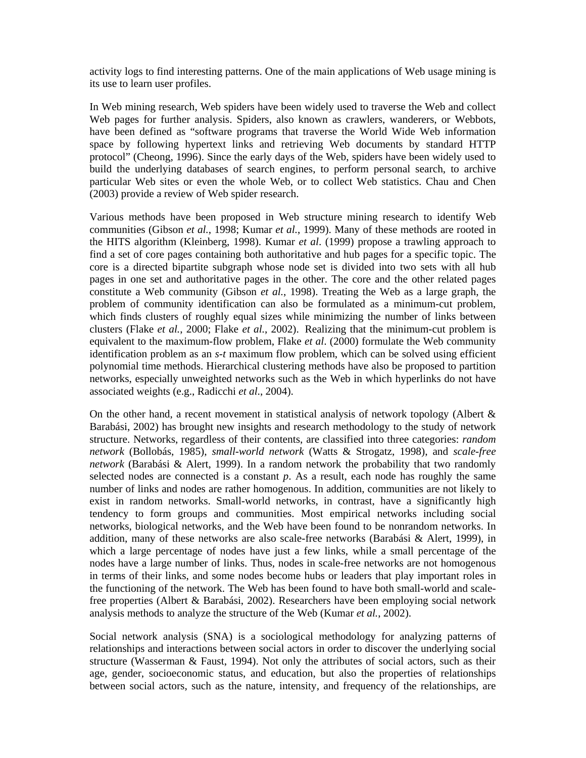activity logs to find interesting patterns. One of the main applications of Web usage mining is its use to learn user profiles.

In Web mining research, Web spiders have been widely used to traverse the Web and collect Web pages for further analysis. Spiders, also known as crawlers, wanderers, or Webbots, have been defined as "software programs that traverse the World Wide Web information space by following hypertext links and retrieving Web documents by standard HTTP protocol" (Cheong, 1996). Since the early days of the Web, spiders have been widely used to build the underlying databases of search engines, to perform personal search, to archive particular Web sites or even the whole Web, or to collect Web statistics. Chau and Chen (2003) provide a review of Web spider research.

Various methods have been proposed in Web structure mining research to identify Web communities (Gibson *et al.*, 1998; Kumar *et al.*, 1999). Many of these methods are rooted in the HITS algorithm (Kleinberg, 1998). Kumar *et al*. (1999) propose a trawling approach to find a set of core pages containing both authoritative and hub pages for a specific topic. The core is a directed bipartite subgraph whose node set is divided into two sets with all hub pages in one set and authoritative pages in the other. The core and the other related pages constitute a Web community (Gibson *et al.*, 1998). Treating the Web as a large graph, the problem of community identification can also be formulated as a minimum-cut problem, which finds clusters of roughly equal sizes while minimizing the number of links between clusters (Flake *et al.*, 2000; Flake *et al.*, 2002). Realizing that the minimum-cut problem is equivalent to the maximum-flow problem, Flake *et al*. (2000) formulate the Web community identification problem as an *s-t* maximum flow problem, which can be solved using efficient polynomial time methods. Hierarchical clustering methods have also be proposed to partition networks, especially unweighted networks such as the Web in which hyperlinks do not have associated weights (e.g., Radicchi *et al*., 2004).

On the other hand, a recent movement in statistical analysis of network topology (Albert & Barabási, 2002) has brought new insights and research methodology to the study of network structure. Networks, regardless of their contents, are classified into three categories: *random network* (Bollobás, 1985), *small-world network* (Watts & Strogatz, 1998), and *scale-free network* (Barabási & Alert, 1999). In a random network the probability that two randomly selected nodes are connected is a constant $p$. As a result, each node has roughly the same number of links and nodes are rather homogenous. In addition, communities are not likely to exist in random networks. Small-world networks, in contrast, have a significantly high tendency to form groups and communities. Most empirical networks including social networks, biological networks, and the Web have been found to be nonrandom networks. In addition, many of these networks are also scale-free networks (Barabási & Alert, 1999), in which a large percentage of nodes have just a few links, while a small percentage of the nodes have a large number of links. Thus, nodes in scale-free networks are not homogenous in terms of their links, and some nodes become hubs or leaders that play important roles in the functioning of the network. The Web has been found to have both small-world and scale-free properties (Albert & Barabási, 2002). Researchers have been employing social network analysis methods to analyze the structure of the Web (Kumar *et al.*, 2002).

Social network analysis (SNA) is a sociological methodology for analyzing patterns of relationships and interactions between social actors in order to discover the underlying social structure (Wasserman & Faust, 1994). Not only the attributes of social actors, such as their age, gender, socioeconomic status, and education, but also the properties of relationships between social actors, such as the nature, intensity, and frequency of the relationships, are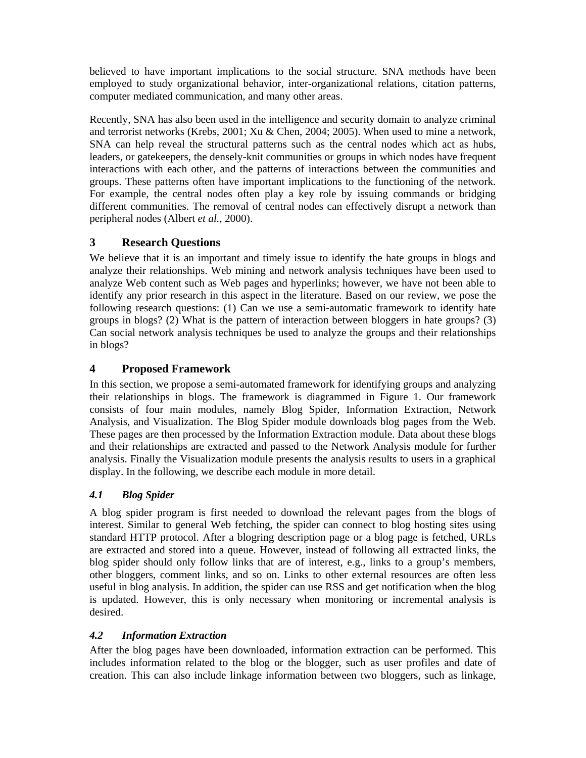believed to have important implications to the social structure. SNA methods have been employed to study organizational behavior, inter-organizational relations, citation patterns, computer mediated communication, and many other areas.

Recently, SNA has also been used in the intelligence and security domain to analyze criminal and terrorist networks (Krebs, 2001; Xu & Chen, 2004; 2005). When used to mine a network, SNA can help reveal the structural patterns such as the central nodes which act as hubs, leaders, or gatekeepers, the densely-knit communities or groups in which nodes have frequent interactions with each other, and the patterns of interactions between the communities and groups. These patterns often have important implications to the functioning of the network. For example, the central nodes often play a key role by issuing commands or bridging different communities. The removal of central nodes can effectively disrupt a network than peripheral nodes (Albert *et al.*, 2000).

## 3 Research Questions

We believe that it is an important and timely issue to identify the hate groups in blogs and analyze their relationships. Web mining and network analysis techniques have been used to analyze Web content such as Web pages and hyperlinks; however, we have not been able to identify any prior research in this aspect in the literature. Based on our review, we pose the following research questions: (1) Can we use a semi-automatic framework to identify hate groups in blogs? (2) What is the pattern of interaction between bloggers in hate groups? (3) Can social network analysis techniques be used to analyze the groups and their relationships in blogs?

## 4 Proposed Framework

In this section, we propose a semi-automated framework for identifying groups and analyzing their relationships in blogs. The framework is diagrammed in Figure 1. Our framework consists of four main modules, namely Blog Spider, Information Extraction, Network Analysis, and Visualization. The Blog Spider module downloads blog pages from the Web. These pages are then processed by the Information Extraction module. Data about these blogs and their relationships are extracted and passed to the Network Analysis module for further analysis. Finally the Visualization module presents the analysis results to users in a graphical display. In the following, we describe each module in more detail.

### *4.1 Blog Spider*

A blog spider program is first needed to download the relevant pages from the blogs of interest. Similar to general Web fetching, the spider can connect to blog hosting sites using standard HTTP protocol. After a blogring description page or a blog page is fetched, URLs are extracted and stored into a queue. However, instead of following all extracted links, the blog spider should only follow links that are of interest, e.g., links to a group's members, other bloggers, comment links, and so on. Links to other external resources are often less useful in blog analysis. In addition, the spider can use RSS and get notification when the blog is updated. However, this is only necessary when monitoring or incremental analysis is desired.

### *4.2 Information Extraction*

After the blog pages have been downloaded, information extraction can be performed. This includes information related to the blog or the blogger, such as user profiles and date of creation. This can also include linkage information between two bloggers, such as linkage,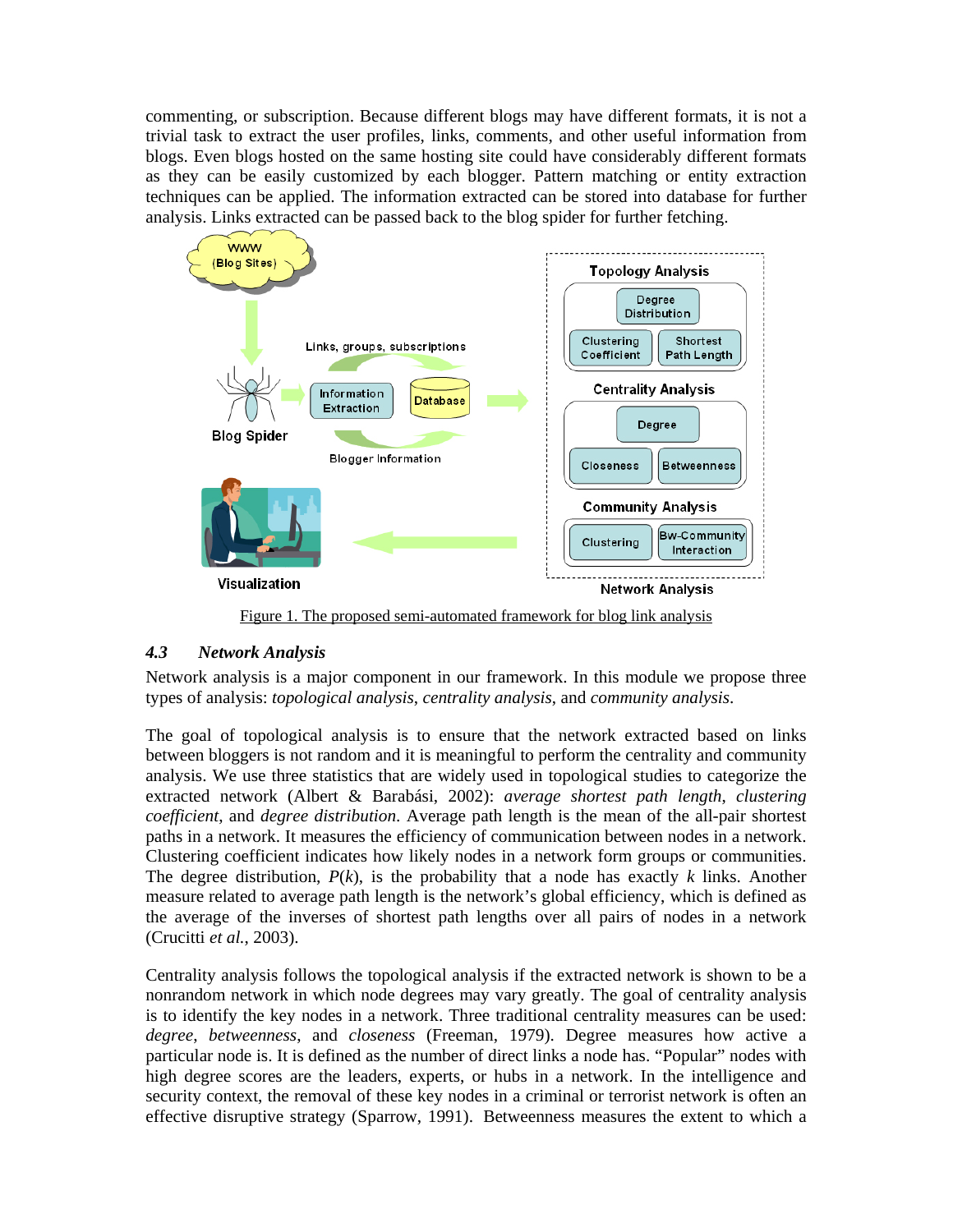commenting, or subscription. Because different blogs may have different formats, it is not a trivial task to extract the user profiles, links, comments, and other useful information from blogs. Even blogs hosted on the same hosting site could have considerably different formats as they can be easily customized by each blogger. Pattern matching or entity extraction techniques can be applied. The information extracted can be stored into database for further analysis. Links extracted can be passed back to the blog spider for further fetching.

WWW (Blog Sites)

Blog Spider

Links, groups, subscriptions

Information Extraction

Database

Blogger Information

Visualization

Topology Analysis

Degree Distribution

Clustering Coefficient

Shortest Path Length

Centrality Analysis

Degree

Closeness

Betweenness

Community Analysis

Clustering

Bw-Community Interaction

Network Analysis

Figure 1. The proposed semi-automated framework for blog link analysis

### 4.3 *Network Analysis*

Network analysis is a major component in our framework. In this module we propose three types of analysis: *topological analysis*, *centrality analysis*, and *community analysis*.

The goal of topological analysis is to ensure that the network extracted based on links between bloggers is not random and it is meaningful to perform the centrality and community analysis. We use three statistics that are widely used in topological studies to categorize the extracted network (Albert & Barabási, 2002): *average shortest path length*, *clustering coefficient*, and *degree distribution*. Average path length is the mean of the all-pair shortest paths in a network. It measures the efficiency of communication between nodes in a network. Clustering coefficient indicates how likely nodes in a network form groups or communities. The degree distribution, $P(k)$, is the probability that a node has exactly $k$ links. Another measure related to average path length is the network's global efficiency, which is defined as the average of the inverses of shortest path lengths over all pairs of nodes in a network (Crucitti *et al.*, 2003).

Centrality analysis follows the topological analysis if the extracted network is shown to be a nonrandom network in which node degrees may vary greatly. The goal of centrality analysis is to identify the key nodes in a network. Three traditional centrality measures can be used: *degree*, *betweenness*, and *closeness* (Freeman, 1979). Degree measures how active a particular node is. It is defined as the number of direct links a node has. "Popular" nodes with high degree scores are the leaders, experts, or hubs in a network. In the intelligence and security context, the removal of these key nodes in a criminal or terrorist network is often an effective disruptive strategy (Sparrow, 1991). Betweenness measures the extent to which a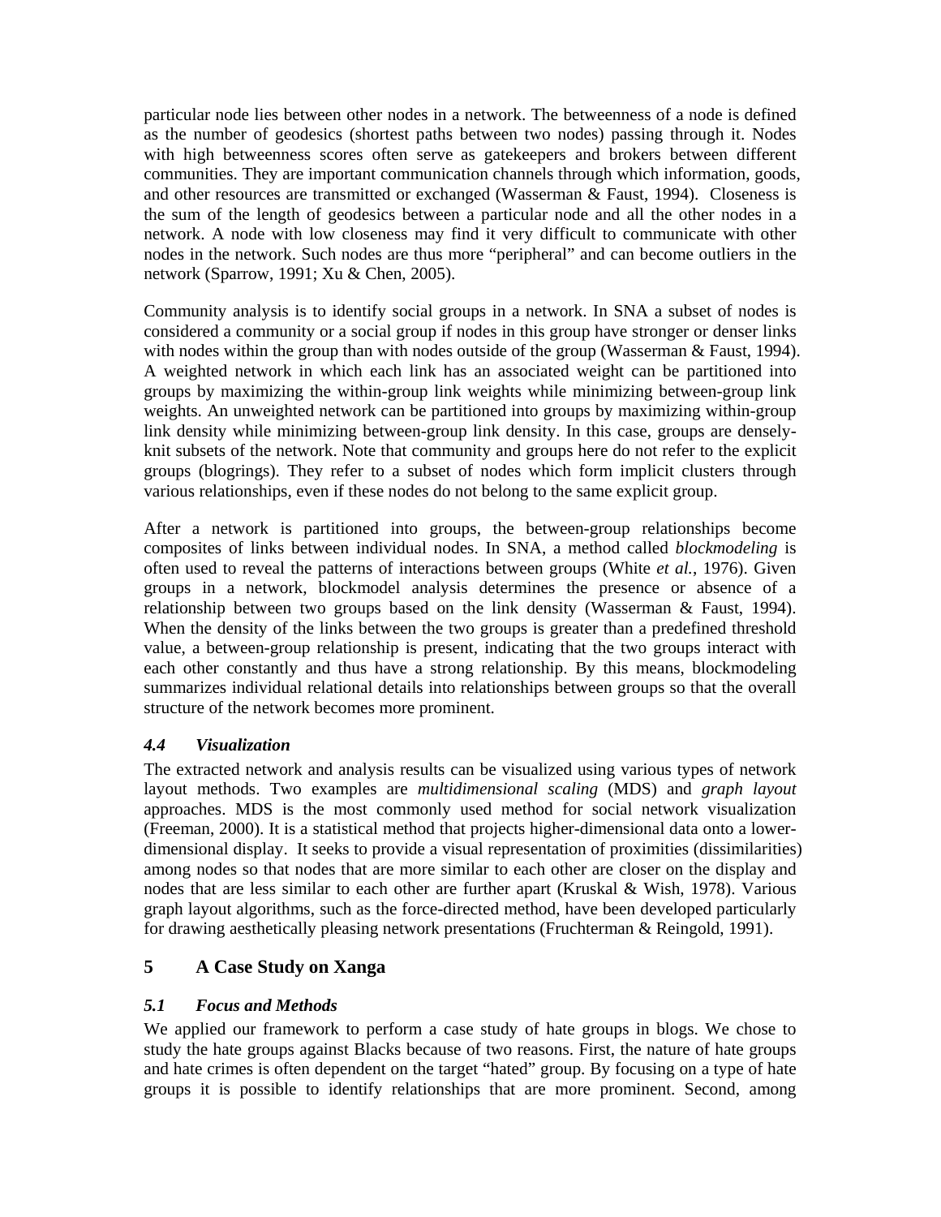particular node lies between other nodes in a network. The betweenness of a node is defined as the number of geodesics (shortest paths between two nodes) passing through it. Nodes with high betweenness scores often serve as gatekeepers and brokers between different communities. They are important communication channels through which information, goods, and other resources are transmitted or exchanged (Wasserman & Faust, 1994). Closeness is the sum of the length of geodesics between a particular node and all the other nodes in a network. A node with low closeness may find it very difficult to communicate with other nodes in the network. Such nodes are thus more "peripheral" and can become outliers in the network (Sparrow, 1991; Xu & Chen, 2005).

Community analysis is to identify social groups in a network. In SNA a subset of nodes is considered a community or a social group if nodes in this group have stronger or denser links with nodes within the group than with nodes outside of the group (Wasserman & Faust, 1994). A weighted network in which each link has an associated weight can be partitioned into groups by maximizing the within-group link weights while minimizing between-group link weights. An unweighted network can be partitioned into groups by maximizing within-group link density while minimizing between-group link density. In this case, groups are densely-knit subsets of the network. Note that community and groups here do not refer to the explicit groups (blogrings). They refer to a subset of nodes which form implicit clusters through various relationships, even if these nodes do not belong to the same explicit group.

After a network is partitioned into groups, the between-group relationships become composites of links between individual nodes. In SNA, a method called *blockmodeling* is often used to reveal the patterns of interactions between groups (White *et al.*, 1976). Given groups in a network, blockmodel analysis determines the presence or absence of a relationship between two groups based on the link density (Wasserman & Faust, 1994). When the density of the links between the two groups is greater than a predefined threshold value, a between-group relationship is present, indicating that the two groups interact with each other constantly and thus have a strong relationship. By this means, blockmodeling summarizes individual relational details into relationships between groups so that the overall structure of the network becomes more prominent.

### *4.4 Visualization*

The extracted network and analysis results can be visualized using various types of network layout methods. Two examples are *multidimensional scaling* (MDS) and *graph layout* approaches. MDS is the most commonly used method for social network visualization (Freeman, 2000). It is a statistical method that projects higher-dimensional data onto a lower-dimensional display. It seeks to provide a visual representation of proximities (dissimilarities) among nodes so that nodes that are more similar to each other are closer on the display and nodes that are less similar to each other are further apart (Kruskal & Wish, 1978). Various graph layout algorithms, such as the force-directed method, have been developed particularly for drawing aesthetically pleasing network presentations (Fruchterman & Reingold, 1991).

## 5 A Case Study on Xanga

### *5.1 Focus and Methods*

We applied our framework to perform a case study of hate groups in blogs. We chose to study the hate groups against Blacks because of two reasons. First, the nature of hate groups and hate crimes is often dependent on the target "hated" group. By focusing on a type of hate groups it is possible to identify relationships that are more prominent. Second, among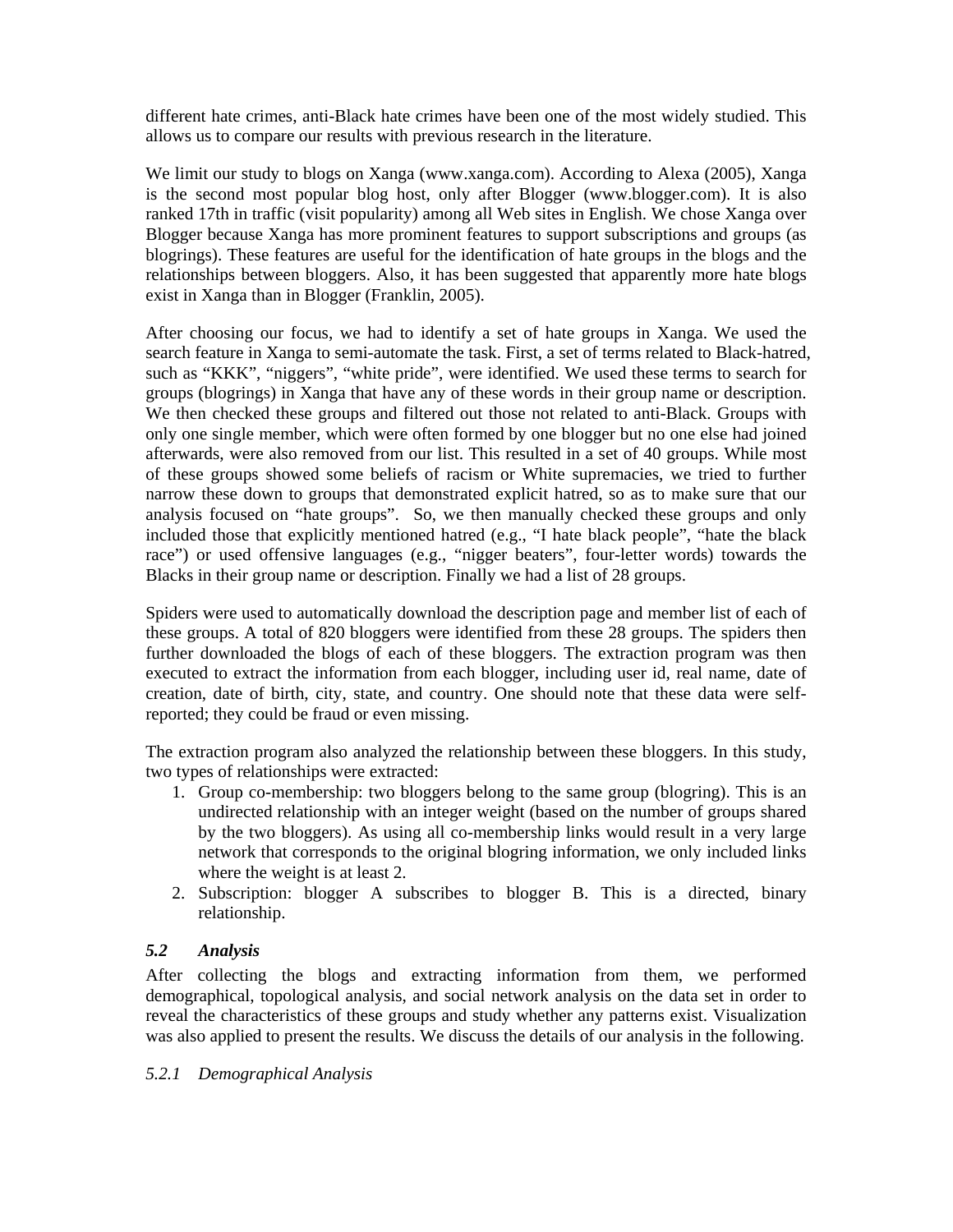different hate crimes, anti-Black hate crimes have been one of the most widely studied. This allows us to compare our results with previous research in the literature.

We limit our study to blogs on Xanga (www.xanga.com). According to Alexa (2005), Xanga is the second most popular blog host, only after Blogger (www.blogger.com). It is also ranked 17th in traffic (visit popularity) among all Web sites in English. We chose Xanga over Blogger because Xanga has more prominent features to support subscriptions and groups (as blogrings). These features are useful for the identification of hate groups in the blogs and the relationships between bloggers. Also, it has been suggested that apparently more hate blogs exist in Xanga than in Blogger (Franklin, 2005).

After choosing our focus, we had to identify a set of hate groups in Xanga. We used the search feature in Xanga to semi-automate the task. First, a set of terms related to Black-hatred, such as "KKK", "niggers", "white pride", were identified. We used these terms to search for groups (blogrings) in Xanga that have any of these words in their group name or description. We then checked these groups and filtered out those not related to anti-Black. Groups with only one single member, which were often formed by one blogger but no one else had joined afterwards, were also removed from our list. This resulted in a set of 40 groups. While most of these groups showed some beliefs of racism or White supremacies, we tried to further narrow these down to groups that demonstrated explicit hatred, so as to make sure that our analysis focused on "hate groups". So, we then manually checked these groups and only included those that explicitly mentioned hatred (e.g., "I hate black people", "hate the black race") or used offensive languages (e.g., "nigger beaters", four-letter words) towards the Blacks in their group name or description. Finally we had a list of 28 groups.

Spiders were used to automatically download the description page and member list of each of these groups. A total of 820 bloggers were identified from these 28 groups. The spiders then further downloaded the blogs of each of these bloggers. The extraction program was then executed to extract the information from each blogger, including user id, real name, date of creation, date of birth, city, state, and country. One should note that these data were self-reported; they could be fraud or even missing.

The extraction program also analyzed the relationship between these bloggers. In this study, two types of relationships were extracted:

1. Group co-membership: two bloggers belong to the same group (blogring). This is an undirected relationship with an integer weight (based on the number of groups shared by the two bloggers). As using all co-membership links would result in a very large network that corresponds to the original blogring information, we only included links where the weight is at least 2.
2. Subscription: blogger A subscribes to blogger B. This is a directed, binary relationship.

### *5.2 Analysis*

After collecting the blogs and extracting information from them, we performed demographical, topological analysis, and social network analysis on the data set in order to reveal the characteristics of these groups and study whether any patterns exist. Visualization was also applied to present the results. We discuss the details of our analysis in the following.

#### *5.2.1 Demographical Analysis*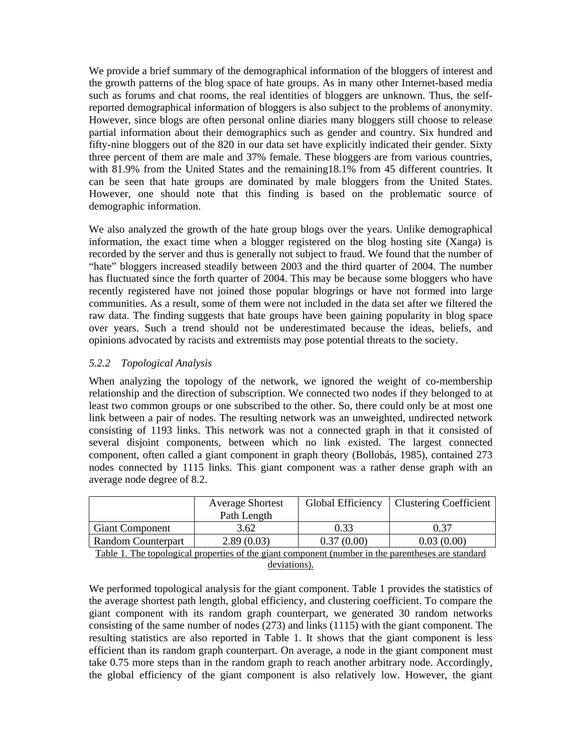We provide a brief summary of the demographical information of the bloggers of interest and the growth patterns of the blog space of hate groups. As in many other Internet-based media such as forums and chat rooms, the real identities of bloggers are unknown. Thus, the self-reported demographical information of bloggers is also subject to the problems of anonymity. However, since blogs are often personal online diaries many bloggers still choose to release partial information about their demographics such as gender and country. Six hundred and fifty-nine bloggers out of the 820 in our data set have explicitly indicated their gender. Sixty three percent of them are male and 37% female. These bloggers are from various countries, with 81.9% from the United States and the remaining18.1% from 45 different countries. It can be seen that hate groups are dominated by male bloggers from the United States. However, one should note that this finding is based on the problematic source of demographic information.

We also analyzed the growth of the hate group blogs over the years. Unlike demographical information, the exact time when a blogger registered on the blog hosting site (Xanga) is recorded by the server and thus is generally not subject to fraud. We found that the number of "hate" bloggers increased steadily between 2003 and the third quarter of 2004. The number has fluctuated since the forth quarter of 2004. This may be because some bloggers who have recently registered have not joined those popular blogrings or have not formed into large communities. As a result, some of them were not included in the data set after we filtered the raw data. The finding suggests that hate groups have been gaining popularity in blog space over years. Such a trend should not be underestimated because the ideas, beliefs, and opinions advocated by racists and extremists may pose potential threats to the society.

### *5.2.2 Topological Analysis*

When analyzing the topology of the network, we ignored the weight of co-membership relationship and the direction of subscription. We connected two nodes if they belonged to at least two common groups or one subscribed to the other. So, there could only be at most one link between a pair of nodes. The resulting network was an unweighted, undirected network consisting of 1193 links. This network was not a connected graph in that it consisted of several disjoint components, between which no link existed. The largest connected component, often called a giant component in graph theory (Bollobás, 1985), contained 273 nodes connected by 1115 links. This giant component was a rather dense graph with an average node degree of 8.2.

| | Average Shortest Path Length | Global Efficiency | Clustering Coefficient |
|---|---|---|---|
| Giant Component | 3.62 | 0.33 | 0.37 |
| Random Counterpart | 2.89 (0.03) | 0.37 (0.00) | 0.03 (0.00) |

Table 1. The topological properties of the giant component (number in the parentheses are standard deviations).

We performed topological analysis for the giant component. Table 1 provides the statistics of the average shortest path length, global efficiency, and clustering coefficient. To compare the giant component with its random graph counterpart, we generated 30 random networks consisting of the same number of nodes (273) and links (1115) with the giant component. The resulting statistics are also reported in Table 1. It shows that the giant component is less efficient than its random graph counterpart. On average, a node in the giant component must take 0.75 more steps than in the random graph to reach another arbitrary node. Accordingly, the global efficiency of the giant component is also relatively low. However, the giant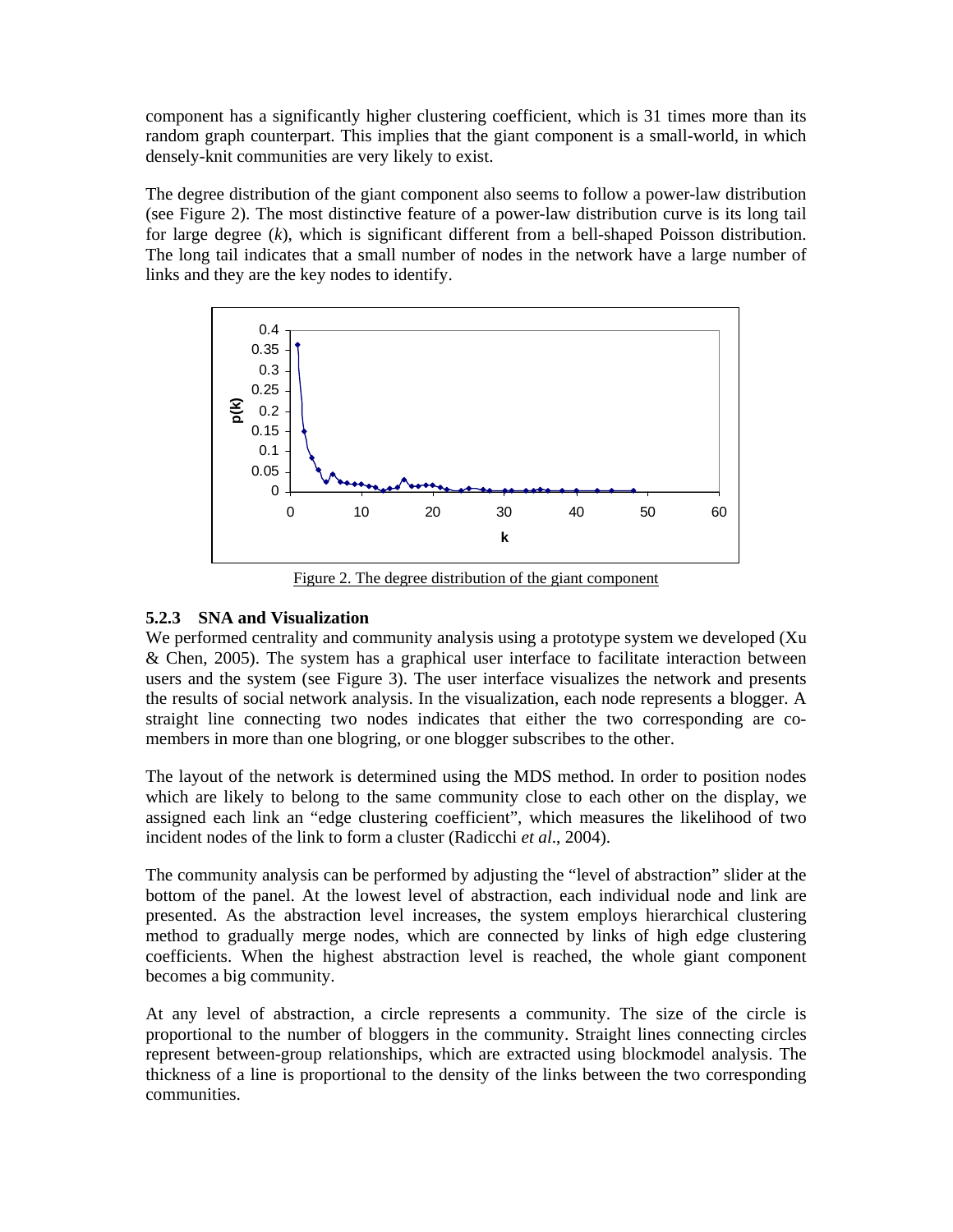component has a significantly higher clustering coefficient, which is 31 times more than its random graph counterpart. This implies that the giant component is a small-world, in which densely-knit communities are very likely to exist.

The degree distribution of the giant component also seems to follow a power-law distribution (see Figure 2). The most distinctive feature of a power-law distribution curve is its long tail for large degree (*k*), which is significant different from a bell-shaped Poisson distribution. The long tail indicates that a small number of nodes in the network have a large number of links and they are the key nodes to identify.

p(k)
0.4
0.35
0.3
0.25
0.2
0.15
0.1
0.05
0
0
10
20
30
40
50
60
k

Figure 2. The degree distribution of the giant component

### 5.2.3 SNA and Visualization

We performed centrality and community analysis using a prototype system we developed (Xu & Chen, 2005). The system has a graphical user interface to facilitate interaction between users and the system (see Figure 3). The user interface visualizes the network and presents the results of social network analysis. In the visualization, each node represents a blogger. A straight line connecting two nodes indicates that either the two corresponding are co-members in more than one blogring, or one blogger subscribes to the other.

The layout of the network is determined using the MDS method. In order to position nodes which are likely to belong to the same community close to each other on the display, we assigned each link an "edge clustering coefficient", which measures the likelihood of two incident nodes of the link to form a cluster (Radicchi *et al*., 2004).

The community analysis can be performed by adjusting the "level of abstraction" slider at the bottom of the panel. At the lowest level of abstraction, each individual node and link are presented. As the abstraction level increases, the system employs hierarchical clustering method to gradually merge nodes, which are connected by links of high edge clustering coefficients. When the highest abstraction level is reached, the whole giant component becomes a big community.

At any level of abstraction, a circle represents a community. The size of the circle is proportional to the number of bloggers in the community. Straight lines connecting circles represent between-group relationships, which are extracted using blockmodel analysis. The thickness of a line is proportional to the density of the links between the two corresponding communities.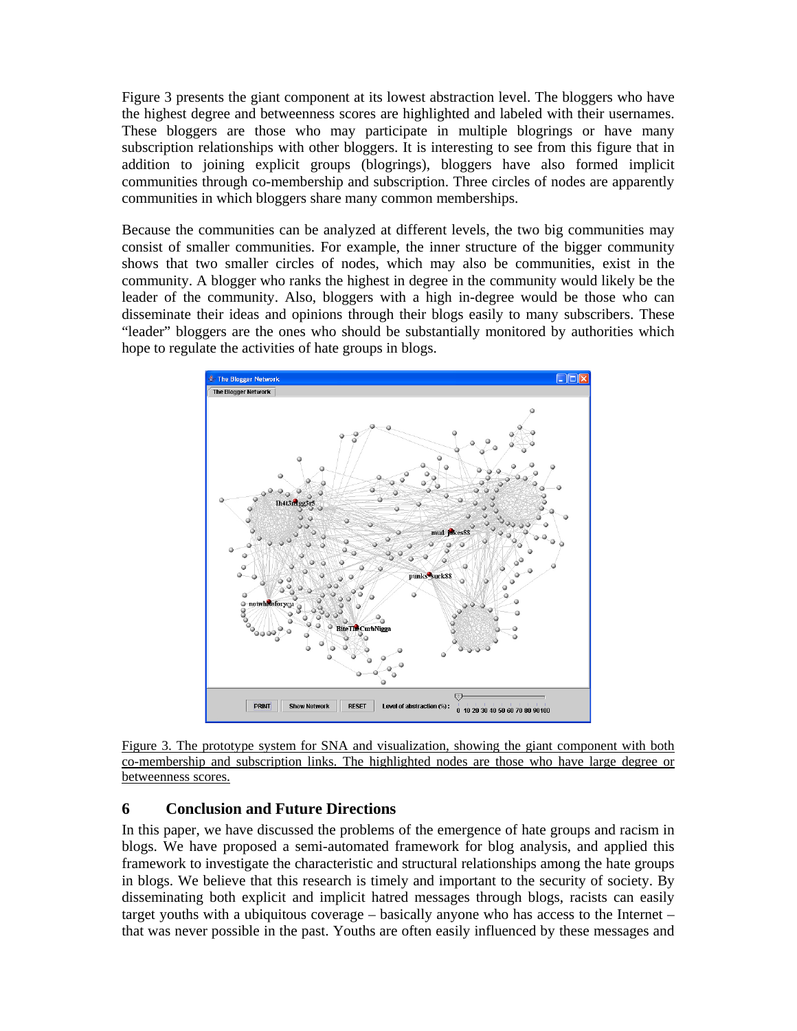Figure 3 presents the giant component at its lowest abstraction level. The bloggers who have the highest degree and betweenness scores are highlighted and labeled with their usernames. These bloggers are those who may participate in multiple blogrings or have many subscription relationships with other bloggers. It is interesting to see from this figure that in addition to joining explicit groups (blogrings), bloggers have also formed implicit communities through co-membership and subscription. Three circles of nodes are apparently communities in which bloggers share many common memberships.

Because the communities can be analyzed at different levels, the two big communities may consist of smaller communities. For example, the inner structure of the bigger community shows that two smaller circles of nodes, which may also be communities, exist in the community. A blogger who ranks the highest in degree in the community would likely be the leader of the community. Also, bloggers with a high in-degree would be those who can disseminate their ideas and opinions through their blogs easily to many subscribers. These "leader" bloggers are the ones who should be substantially monitored by authorities which hope to regulate the activities of hate groups in blogs.

Figure 3. The prototype system for SNA and visualization, showing the giant component with both co-membership and subscription links. The highlighted nodes are those who have large degree or betweenness scores.

## 6 Conclusion and Future Directions

In this paper, we have discussed the problems of the emergence of hate groups and racism in blogs. We have proposed a semi-automated framework for blog analysis, and applied this framework to investigate the characteristic and structural relationships among the hate groups in blogs. We believe that this research is timely and important to the security of society. By disseminating both explicit and implicit hatred messages through blogs, racists can easily target youths with a ubiquitous coverage – basically anyone who has access to the Internet – that was never possible in the past. Youths are often easily influenced by these messages and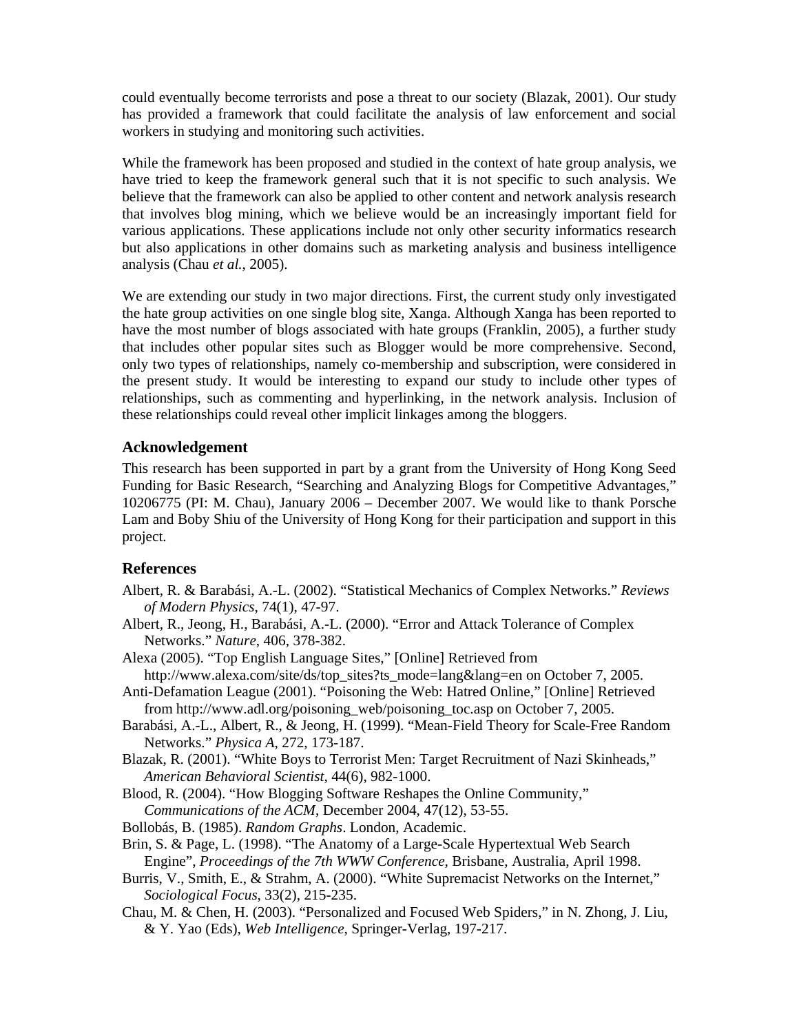could eventually become terrorists and pose a threat to our society (Blazak, 2001). Our study has provided a framework that could facilitate the analysis of law enforcement and social workers in studying and monitoring such activities.

While the framework has been proposed and studied in the context of hate group analysis, we have tried to keep the framework general such that it is not specific to such analysis. We believe that the framework can also be applied to other content and network analysis research that involves blog mining, which we believe would be an increasingly important field for various applications. These applications include not only other security informatics research but also applications in other domains such as marketing analysis and business intelligence analysis (Chau *et al.*, 2005).

We are extending our study in two major directions. First, the current study only investigated the hate group activities on one single blog site, Xanga. Although Xanga has been reported to have the most number of blogs associated with hate groups (Franklin, 2005), a further study that includes other popular sites such as Blogger would be more comprehensive. Second, only two types of relationships, namely co-membership and subscription, were considered in the present study. It would be interesting to expand our study to include other types of relationships, such as commenting and hyperlinking, in the network analysis. Inclusion of these relationships could reveal other implicit linkages among the bloggers.

## Acknowledgement

This research has been supported in part by a grant from the University of Hong Kong Seed Funding for Basic Research, "Searching and Analyzing Blogs for Competitive Advantages," 10206775 (PI: M. Chau), January 2006 – December 2007. We would like to thank Porsche Lam and Boby Shiu of the University of Hong Kong for their participation and support in this project.

## References

Albert, R. & Barabási, A.-L. (2002). "Statistical Mechanics of Complex Networks." *Reviews of Modern Physics*, 74(1), 47-97.

Albert, R., Jeong, H., Barabási, A.-L. (2000). "Error and Attack Tolerance of Complex Networks." *Nature*, 406, 378-382.

Alexa (2005). "Top English Language Sites," [Online] Retrieved from http://www.alexa.com/site/ds/top_sites?ts_mode=lang&lang=en on October 7, 2005.

Anti-Defamation League (2001). "Poisoning the Web: Hatred Online," [Online] Retrieved from http://www.adl.org/poisoning_web/poisoning_toc.asp on October 7, 2005.

Barabási, A.-L., Albert, R., & Jeong, H. (1999). "Mean-Field Theory for Scale-Free Random Networks." *Physica A*, 272, 173-187.

Blazak, R. (2001). "White Boys to Terrorist Men: Target Recruitment of Nazi Skinheads," *American Behavioral Scientist*, 44(6), 982-1000.

Blood, R. (2004). "How Blogging Software Reshapes the Online Community," *Communications of the ACM*, December 2004, 47(12), 53-55.

Bollobás, B. (1985). *Random Graphs*. London, Academic.

Brin, S. & Page, L. (1998). "The Anatomy of a Large-Scale Hypertextual Web Search Engine", *Proceedings of the 7th WWW Conference*, Brisbane, Australia, April 1998.

Burris, V., Smith, E., & Strahm, A. (2000). "White Supremacist Networks on the Internet," *Sociological Focus*, 33(2), 215-235.

Chau, M. & Chen, H. (2003). "Personalized and Focused Web Spiders," in N. Zhong, J. Liu, & Y. Yao (Eds), *Web Intelligence*, Springer-Verlag, 197-217.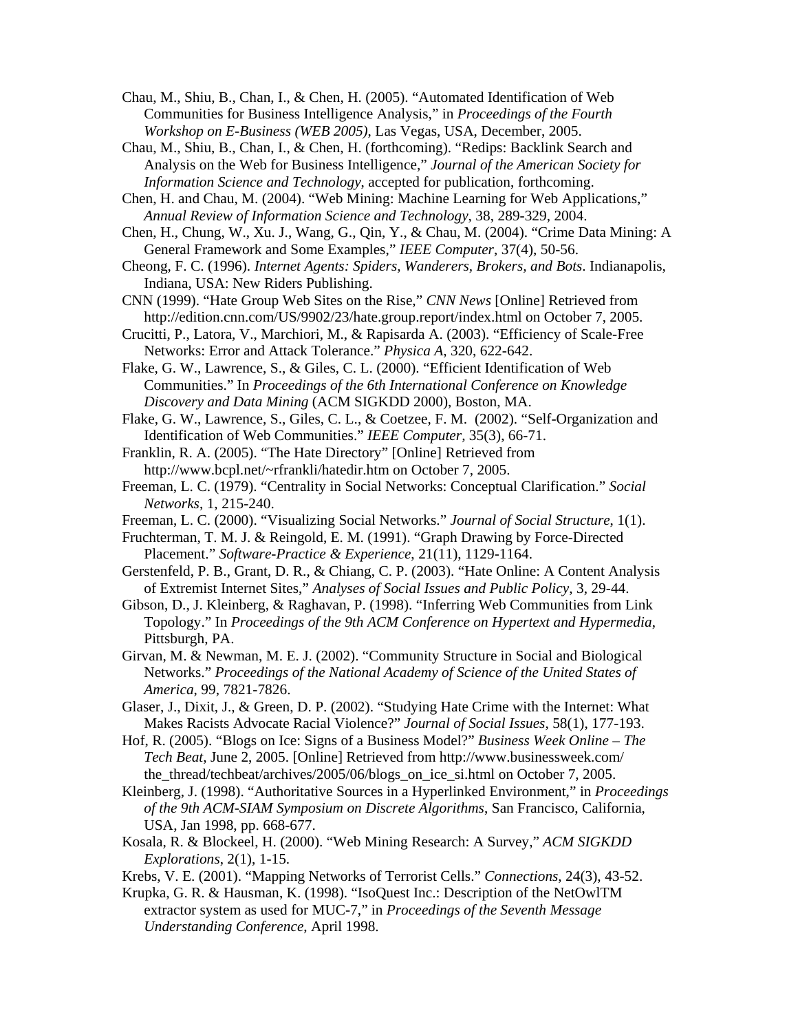Chau, M., Shiu, B., Chan, I., & Chen, H. (2005). "Automated Identification of Web Communities for Business Intelligence Analysis," in *Proceedings of the Fourth Workshop on E-Business (WEB 2005)*, Las Vegas, USA, December, 2005.

Chau, M., Shiu, B., Chan, I., & Chen, H. (forthcoming). "Redips: Backlink Search and Analysis on the Web for Business Intelligence," *Journal of the American Society for Information Science and Technology*, accepted for publication, forthcoming.

Chen, H. and Chau, M. (2004). "Web Mining: Machine Learning for Web Applications," *Annual Review of Information Science and Technology*, 38, 289-329, 2004.

Chen, H., Chung, W., Xu. J., Wang, G., Qin, Y., & Chau, M. (2004). "Crime Data Mining: A General Framework and Some Examples," *IEEE Computer*, 37(4), 50-56.

Cheong, F. C. (1996). *Internet Agents: Spiders, Wanderers, Brokers, and Bots*. Indianapolis, Indiana, USA: New Riders Publishing.

CNN (1999). "Hate Group Web Sites on the Rise," *CNN News* [Online] Retrieved from http://edition.cnn.com/US/9902/23/hate.group.report/index.html on October 7, 2005.

Crucitti, P., Latora, V., Marchiori, M., & Rapisarda A. (2003). "Efficiency of Scale-Free Networks: Error and Attack Tolerance." *Physica A*, 320, 622-642.

Flake, G. W., Lawrence, S., & Giles, C. L. (2000). "Efficient Identification of Web Communities." In *Proceedings of the 6th International Conference on Knowledge Discovery and Data Mining* (ACM SIGKDD 2000), Boston, MA.

Flake, G. W., Lawrence, S., Giles, C. L., & Coetzee, F. M. (2002). "Self-Organization and Identification of Web Communities." *IEEE Computer*, 35(3), 66-71.

Franklin, R. A. (2005). "The Hate Directory" [Online] Retrieved from http://www.bcpl.net/~rfrankli/hatedir.htm on October 7, 2005.

Freeman, L. C. (1979). "Centrality in Social Networks: Conceptual Clarification." *Social Networks*, 1, 215-240.

Freeman, L. C. (2000). "Visualizing Social Networks." *Journal of Social Structure*, 1(1).

Fruchterman, T. M. J. & Reingold, E. M. (1991). "Graph Drawing by Force-Directed Placement." *Software-Practice & Experience*, 21(11), 1129-1164.

Gerstenfeld, P. B., Grant, D. R., & Chiang, C. P. (2003). "Hate Online: A Content Analysis of Extremist Internet Sites," *Analyses of Social Issues and Public Policy*, 3, 29-44.

Gibson, D., J. Kleinberg, & Raghavan, P. (1998). "Inferring Web Communities from Link Topology." In *Proceedings of the 9th ACM Conference on Hypertext and Hypermedia*, Pittsburgh, PA.

Girvan, M. & Newman, M. E. J. (2002). "Community Structure in Social and Biological Networks." *Proceedings of the National Academy of Science of the United States of America*, 99, 7821-7826.

Glaser, J., Dixit, J., & Green, D. P. (2002). "Studying Hate Crime with the Internet: What Makes Racists Advocate Racial Violence?" *Journal of Social Issues*, 58(1), 177-193.

Hof, R. (2005). "Blogs on Ice: Signs of a Business Model?" *Business Week Online – The Tech Beat*, June 2, 2005. [Online] Retrieved from http://www.businessweek.com/the_thread/techbeat/archives/2005/06/blogs_on_ice_si.html on October 7, 2005.

Kleinberg, J. (1998). "Authoritative Sources in a Hyperlinked Environment," in *Proceedings of the 9th ACM-SIAM Symposium on Discrete Algorithms*, San Francisco, California, USA, Jan 1998, pp. 668-677.

Kosala, R. & Blockeel, H. (2000). "Web Mining Research: A Survey," *ACM SIGKDD Explorations*, 2(1), 1-15.

Krebs, V. E. (2001). "Mapping Networks of Terrorist Cells." *Connections*, 24(3), 43-52.

Krupka, G. R. & Hausman, K. (1998). "IsoQuest Inc.: Description of the NetOwlTM extractor system as used for MUC-7," in *Proceedings of the Seventh Message Understanding Conference*, April 1998.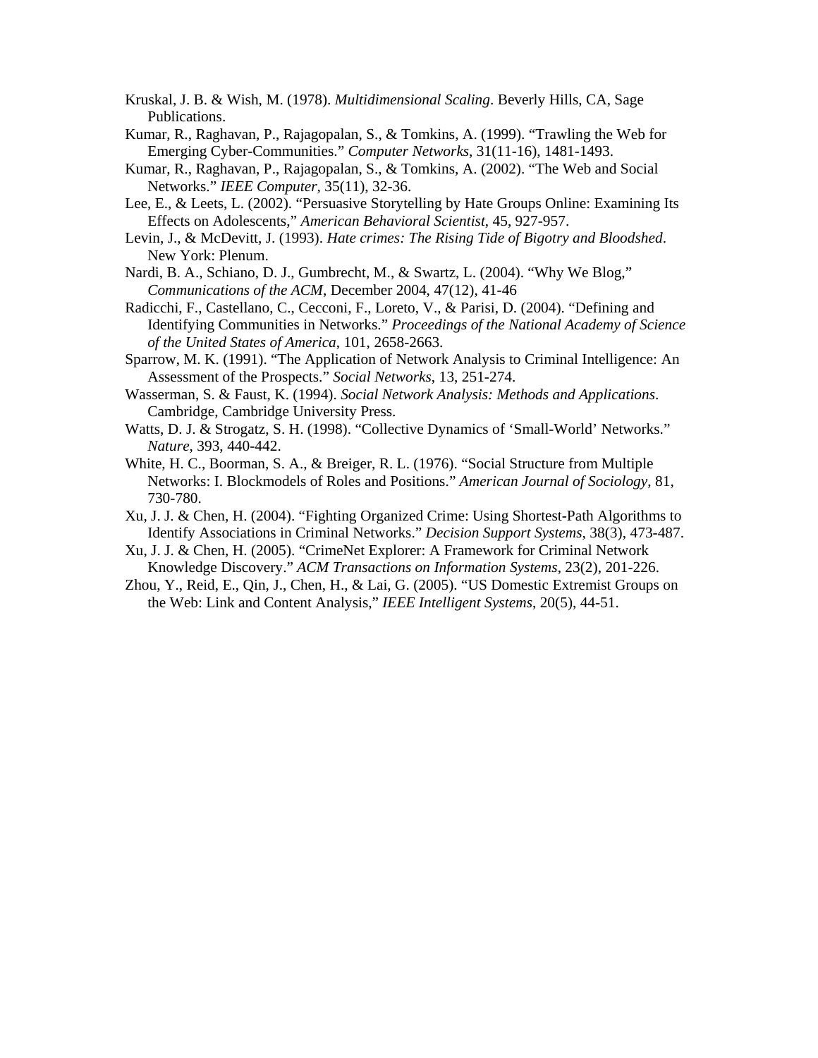Kruskal, J. B. & Wish, M. (1978). *Multidimensional Scaling*. Beverly Hills, CA, Sage Publications.

Kumar, R., Raghavan, P., Rajagopalan, S., & Tomkins, A. (1999). "Trawling the Web for Emerging Cyber-Communities." *Computer Networks*, 31(11-16), 1481-1493.

Kumar, R., Raghavan, P., Rajagopalan, S., & Tomkins, A. (2002). "The Web and Social Networks." *IEEE Computer*, 35(11), 32-36.

Lee, E., & Leets, L. (2002). "Persuasive Storytelling by Hate Groups Online: Examining Its Effects on Adolescents," *American Behavioral Scientist*, 45, 927-957.

Levin, J., & McDevitt, J. (1993). *Hate crimes: The Rising Tide of Bigotry and Bloodshed*. New York: Plenum.

Nardi, B. A., Schiano, D. J., Gumbrecht, M., & Swartz, L. (2004). "Why We Blog," *Communications of the ACM*, December 2004, 47(12), 41-46

Radicchi, F., Castellano, C., Cecconi, F., Loreto, V., & Parisi, D. (2004). "Defining and Identifying Communities in Networks." *Proceedings of the National Academy of Science of the United States of America*, 101, 2658-2663.

Sparrow, M. K. (1991). "The Application of Network Analysis to Criminal Intelligence: An Assessment of the Prospects." *Social Networks*, 13, 251-274.

Wasserman, S. & Faust, K. (1994). *Social Network Analysis: Methods and Applications*. Cambridge, Cambridge University Press.

Watts, D. J. & Strogatz, S. H. (1998). "Collective Dynamics of 'Small-World' Networks." *Nature*, 393, 440-442.

White, H. C., Boorman, S. A., & Breiger, R. L. (1976). "Social Structure from Multiple Networks: I. Blockmodels of Roles and Positions." *American Journal of Sociology*, 81, 730-780.

Xu, J. J. & Chen, H. (2004). "Fighting Organized Crime: Using Shortest-Path Algorithms to Identify Associations in Criminal Networks." *Decision Support Systems*, 38(3), 473-487.

Xu, J. J. & Chen, H. (2005). "CrimeNet Explorer: A Framework for Criminal Network Knowledge Discovery." *ACM Transactions on Information Systems*, 23(2), 201-226.

Zhou, Y., Reid, E., Qin, J., Chen, H., & Lai, G. (2005). "US Domestic Extremist Groups on the Web: Link and Content Analysis," *IEEE Intelligent Systems*, 20(5), 44-51.